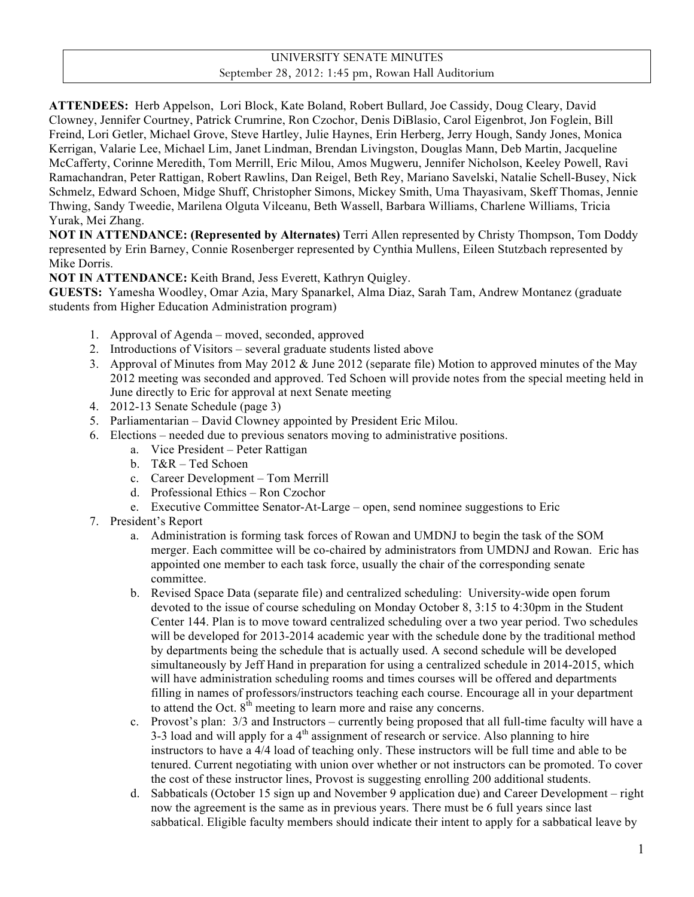UNIVERSITY SENATE MINUTES
September 28, 2012: 1:45 pm, Rowan Hall Auditorium

**ATTENDEES:** Herb Appelson, Lori Block, Kate Boland, Robert Bullard, Joe Cassidy, Doug Cleary, David Clowney, Jennifer Courtney, Patrick Crumrine, Ron Czochor, Denis DiBlasio, Carol Eigenbrot, Jon Foglein, Bill Freind, Lori Getler, Michael Grove, Steve Hartley, Julie Haynes, Erin Herberg, Jerry Hough, Sandy Jones, Monica Kerrigan, Valarie Lee, Michael Lim, Janet Lindman, Brendan Livingston, Douglas Mann, Deb Martin, Jacqueline McCafferty, Corinne Meredith, Tom Merrill, Eric Milou, Amos Mugweru, Jennifer Nicholson, Keeley Powell, Ravi Ramachandran, Peter Rattigan, Robert Rawlins, Dan Reigel, Beth Rey, Mariano Savelski, Natalie Schell-Busey, Nick Schmelz, Edward Schoen, Midge Shuff, Christopher Simons, Mickey Smith, Uma Thayasivam, Skeff Thomas, Jennie Thwing, Sandy Tweedie, Marilena Olguta Vilceanu, Beth Wassell, Barbara Williams, Charlene Williams, Tricia Yurak, Mei Zhang.

**NOT IN ATTENDANCE: (Represented by Alternates)** Terri Allen represented by Christy Thompson, Tom Doddy represented by Erin Barney, Connie Rosenberger represented by Cynthia Mullens, Eileen Stutzbach represented by Mike Dorris.

**NOT IN ATTENDANCE:** Keith Brand, Jess Everett, Kathryn Quigley.

**GUESTS:** Yamesha Woodley, Omar Azia, Mary Spanarkel, Alma Diaz, Sarah Tam, Andrew Montanez (graduate students from Higher Education Administration program)

1. Approval of Agenda – moved, seconded, approved
2. Introductions of Visitors – several graduate students listed above
3. Approval of Minutes from May 2012 & June 2012 (separate file) Motion to approved minutes of the May 2012 meeting was seconded and approved. Ted Schoen will provide notes from the special meeting held in June directly to Eric for approval at next Senate meeting
4. 2012-13 Senate Schedule (page 3)
5. Parliamentarian – David Clowney appointed by President Eric Milou.
6. Elections – needed due to previous senators moving to administrative positions.
   a. Vice President – Peter Rattigan
   b. T&R – Ted Schoen
   c. Career Development – Tom Merrill
   d. Professional Ethics – Ron Czochor
   e. Executive Committee Senator-At-Large – open, send nominee suggestions to Eric
7. President's Report
   a. Administration is forming task forces of Rowan and UMDNJ to begin the task of the SOM merger. Each committee will be co-chaired by administrators from UMDNJ and Rowan. Eric has appointed one member to each task force, usually the chair of the corresponding senate committee.
   b. Revised Space Data (separate file) and centralized scheduling: University-wide open forum devoted to the issue of course scheduling on Monday October 8, 3:15 to 4:30pm in the Student Center 144. Plan is to move toward centralized scheduling over a two year period. Two schedules will be developed for 2013-2014 academic year with the schedule done by the traditional method by departments being the schedule that is actually used. A second schedule will be developed simultaneously by Jeff Hand in preparation for using a centralized schedule in 2014-2015, which will have administration scheduling rooms and times courses will be offered and departments filling in names of professors/instructors teaching each course. Encourage all in your department to attend the Oct. 8th meeting to learn more and raise any concerns.
   c. Provost's plan: 3/3 and Instructors – currently being proposed that all full-time faculty will have a 3-3 load and will apply for a 4th assignment of research or service. Also planning to hire instructors to have a 4/4 load of teaching only. These instructors will be full time and able to be tenured. Current negotiating with union over whether or not instructors can be promoted. To cover the cost of these instructor lines, Provost is suggesting enrolling 200 additional students.
   d. Sabbaticals (October 15 sign up and November 9 application due) and Career Development – right now the agreement is the same as in previous years. There must be 6 full years since last sabbatical. Eligible faculty members should indicate their intent to apply for a sabbatical leave by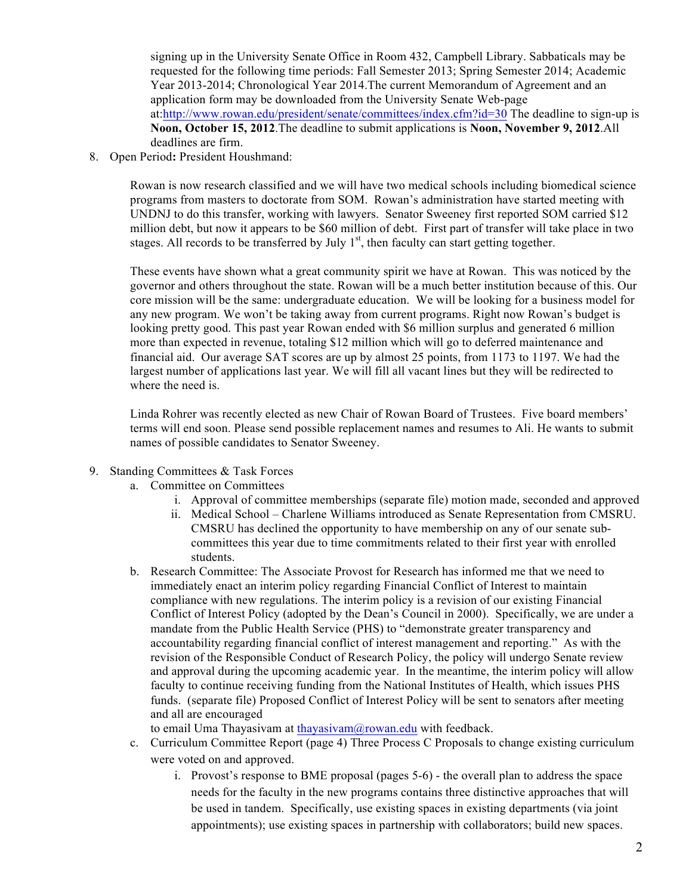signing up in the University Senate Office in Room 432, Campbell Library. Sabbaticals may be requested for the following time periods: Fall Semester 2013; Spring Semester 2014; Academic Year 2013-2014; Chronological Year 2014.The current Memorandum of Agreement and an application form may be downloaded from the University Senate Web-page at:http://www.rowan.edu/president/senate/committees/index.cfm?id=30 The deadline to sign-up is **Noon, October 15, 2012**.The deadline to submit applications is **Noon, November 9, 2012**.All deadlines are firm.

8. Open Period**:** President Houshmand:

   Rowan is now research classified and we will have two medical schools including biomedical science programs from masters to doctorate from SOM. Rowan's administration have started meeting with UNDNJ to do this transfer, working with lawyers. Senator Sweeney first reported SOM carried $12 million debt, but now it appears to be $60 million of debt. First part of transfer will take place in two stages. All records to be transferred by July 1st, then faculty can start getting together.

   These events have shown what a great community spirit we have at Rowan. This was noticed by the governor and others throughout the state. Rowan will be a much better institution because of this. Our core mission will be the same: undergraduate education. We will be looking for a business model for any new program. We won't be taking away from current programs. Right now Rowan's budget is looking pretty good. This past year Rowan ended with $6 million surplus and generated 6 million more than expected in revenue, totaling $12 million which will go to deferred maintenance and financial aid. Our average SAT scores are up by almost 25 points, from 1173 to 1197. We had the largest number of applications last year. We will fill all vacant lines but they will be redirected to where the need is.

   Linda Rohrer was recently elected as new Chair of Rowan Board of Trustees. Five board members' terms will end soon. Please send possible replacement names and resumes to Ali. He wants to submit names of possible candidates to Senator Sweeney.

9. Standing Committees & Task Forces
   a. Committee on Committees
      i. Approval of committee memberships (separate file) motion made, seconded and approved
      ii. Medical School – Charlene Williams introduced as Senate Representation from CMSRU. CMSRU has declined the opportunity to have membership on any of our senate sub-committees this year due to time commitments related to their first year with enrolled students.
   b. Research Committee: The Associate Provost for Research has informed me that we need to immediately enact an interim policy regarding Financial Conflict of Interest to maintain compliance with new regulations. The interim policy is a revision of our existing Financial Conflict of Interest Policy (adopted by the Dean's Council in 2000). Specifically, we are under a mandate from the Public Health Service (PHS) to "demonstrate greater transparency and accountability regarding financial conflict of interest management and reporting." As with the revision of the Responsible Conduct of Research Policy, the policy will undergo Senate review and approval during the upcoming academic year. In the meantime, the interim policy will allow faculty to continue receiving funding from the National Institutes of Health, which issues PHS funds. (separate file) Proposed Conflict of Interest Policy will be sent to senators after meeting and all are encouraged
      to email Uma Thayasivam at thayasivam@rowan.edu with feedback.
   c. Curriculum Committee Report (page 4) Three Process C Proposals to change existing curriculum were voted on and approved.
      i. Provost's response to BME proposal (pages 5-6) - the overall plan to address the space needs for the faculty in the new programs contains three distinctive approaches that will be used in tandem. Specifically, use existing spaces in existing departments (via joint appointments); use existing spaces in partnership with collaborators; build new spaces.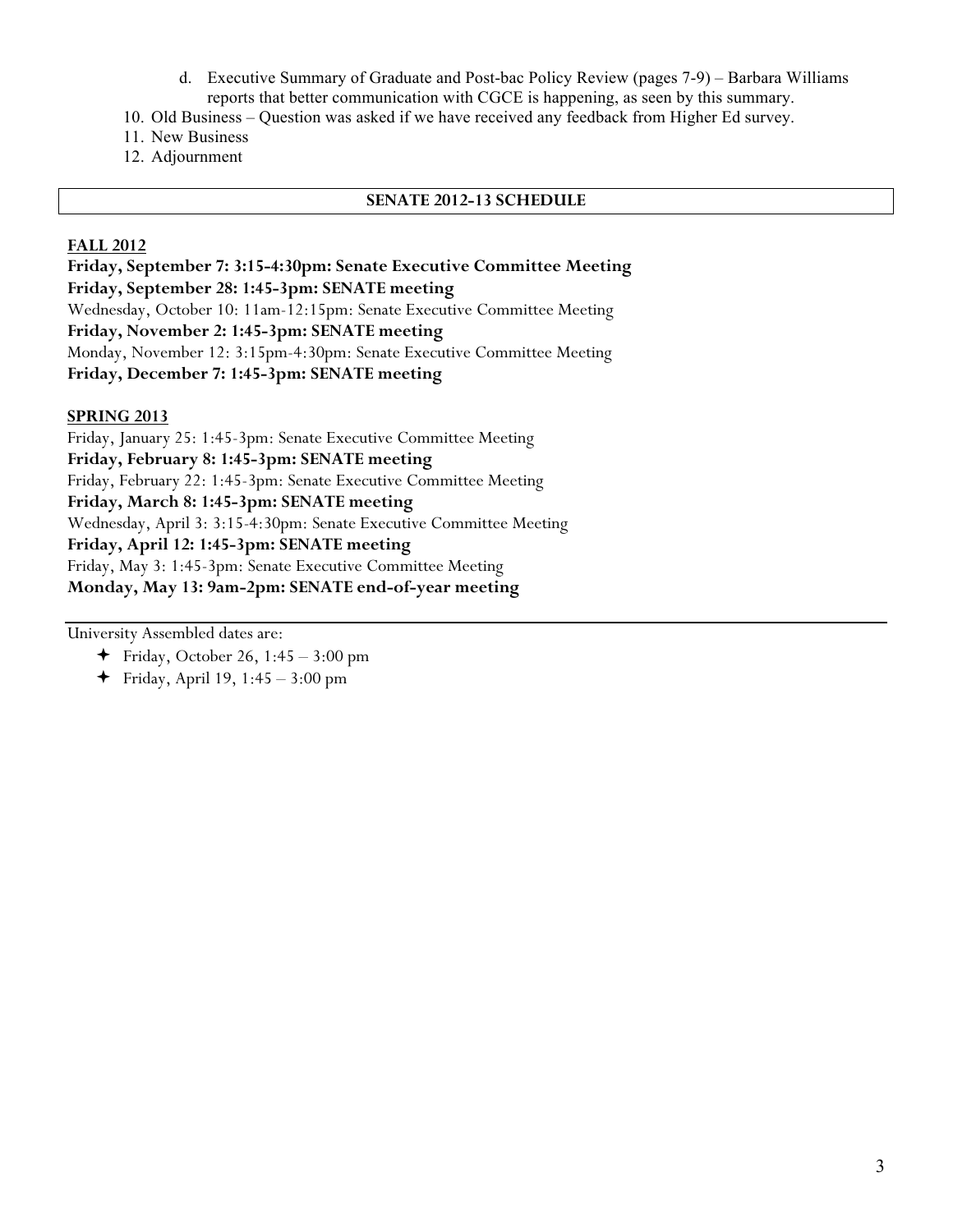d. Executive Summary of Graduate and Post-bac Policy Review (pages 7-9) – Barbara Williams reports that better communication with CGCE is happening, as seen by this summary.

10. Old Business – Question was asked if we have received any feedback from Higher Ed survey.
11. New Business
12. Adjournment

## SENATE 2012-13 SCHEDULE

**FALL 2012**

**Friday, September 7: 3:15-4:30pm: Senate Executive Committee Meeting**
**Friday, September 28: 1:45-3pm: SENATE meeting**
Wednesday, October 10: 11am-12:15pm: Senate Executive Committee Meeting
**Friday, November 2: 1:45-3pm: SENATE meeting**
Monday, November 12: 3:15pm-4:30pm: Senate Executive Committee Meeting
**Friday, December 7: 1:45-3pm: SENATE meeting**

**SPRING 2013**

Friday, January 25: 1:45-3pm: Senate Executive Committee Meeting
**Friday, February 8: 1:45-3pm: SENATE meeting**
Friday, February 22: 1:45-3pm: Senate Executive Committee Meeting
**Friday, March 8: 1:45-3pm: SENATE meeting**
Wednesday, April 3: 3:15-4:30pm: Senate Executive Committee Meeting
**Friday, April 12: 1:45-3pm: SENATE meeting**
Friday, May 3: 1:45-3pm: Senate Executive Committee Meeting
**Monday, May 13: 9am-2pm: SENATE end-of-year meeting**

---

University Assembled dates are:

- Friday, October 26, 1:45 – 3:00 pm
- Friday, April 19, 1:45 – 3:00 pm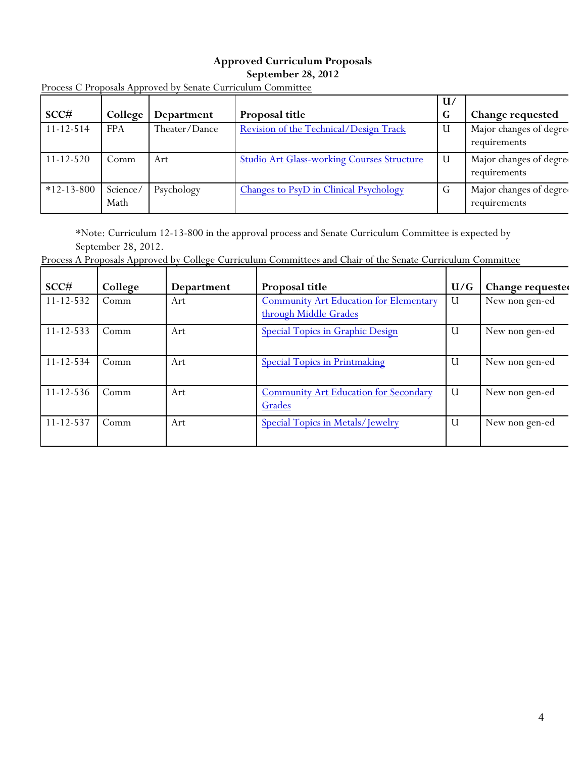**Approved Curriculum Proposals**
**September 28, 2012**

Process C Proposals Approved by Senate Curriculum Committee

| SCC# | College | Department | Proposal title | U/G | Change requested |
|---|---|---|---|---|---|
| 11-12-514 | FPA | Theater/Dance | Revision of the Technical/Design Track | U | Major changes of degree requirements |
| 11-12-520 | Comm | Art | Studio Art Glass-working Courses Structure | U | Major changes of degree requirements |
| *12-13-800 | Science/Math | Psychology | Changes to PsyD in Clinical Psychology | G | Major changes of degree requirements |

*Note: Curriculum 12-13-800 in the approval process and Senate Curriculum Committee is expected by September 28, 2012.

Process A Proposals Approved by College Curriculum Committees and Chair of the Senate Curriculum Committee

| SCC# | College | Department | Proposal title | U/G | Change requested |
|---|---|---|---|---|---|
| 11-12-532 | Comm | Art | Community Art Education for Elementary through Middle Grades | U | New non gen-ed |
| 11-12-533 | Comm | Art | Special Topics in Graphic Design | U | New non gen-ed |
| 11-12-534 | Comm | Art | Special Topics in Printmaking | U | New non gen-ed |
| 11-12-536 | Comm | Art | Community Art Education for Secondary Grades | U | New non gen-ed |
| 11-12-537 | Comm | Art | Special Topics in Metals/Jewelry | U | New non gen-ed |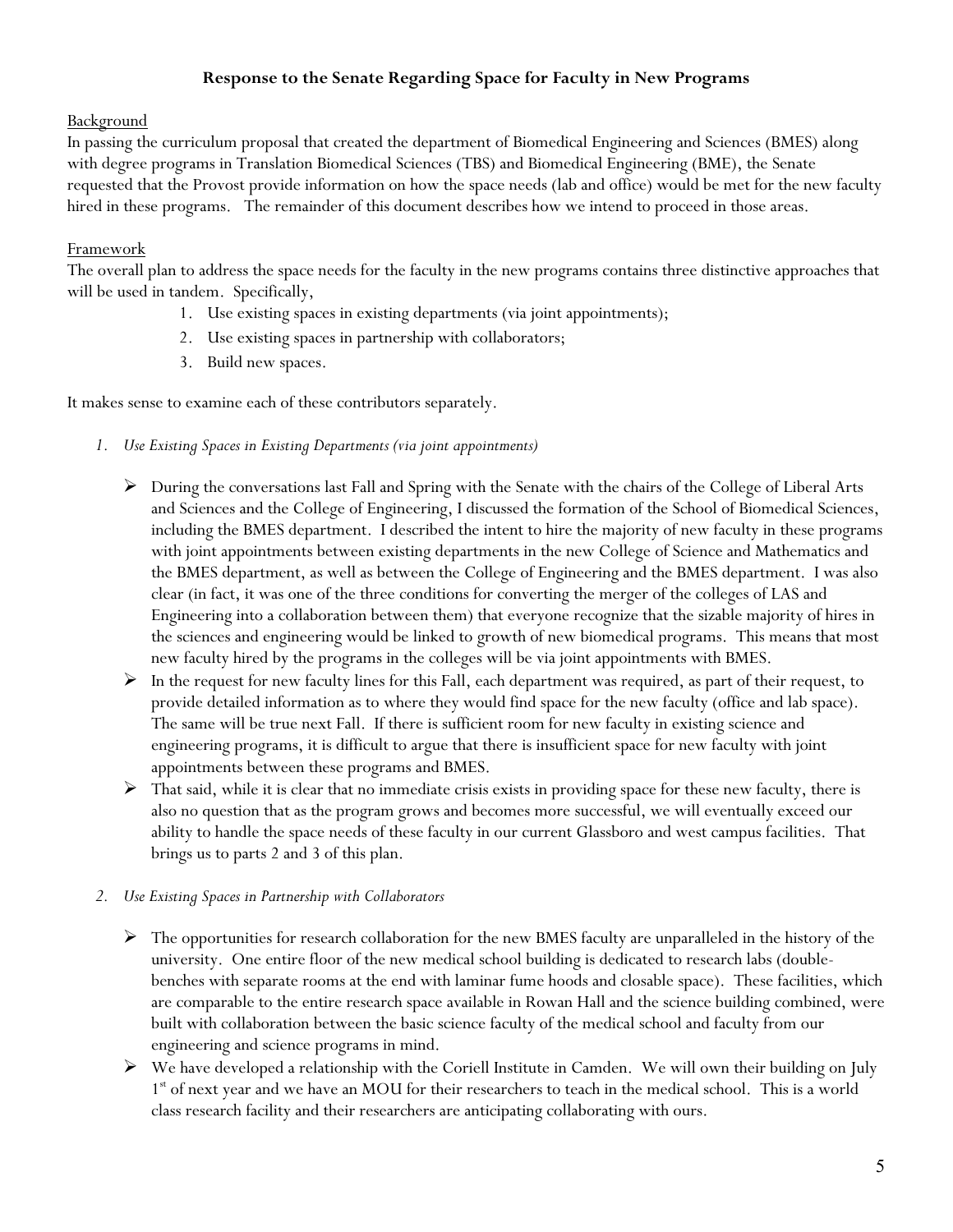## Response to the Senate Regarding Space for Faculty in New Programs

Background

In passing the curriculum proposal that created the department of Biomedical Engineering and Sciences (BMES) along with degree programs in Translation Biomedical Sciences (TBS) and Biomedical Engineering (BME), the Senate requested that the Provost provide information on how the space needs (lab and office) would be met for the new faculty hired in these programs. The remainder of this document describes how we intend to proceed in those areas.

Framework

The overall plan to address the space needs for the faculty in the new programs contains three distinctive approaches that will be used in tandem. Specifically,

1. Use existing spaces in existing departments (via joint appointments);
2. Use existing spaces in partnership with collaborators;
3. Build new spaces.

It makes sense to examine each of these contributors separately.

*1. Use Existing Spaces in Existing Departments (via joint appointments)*

- During the conversations last Fall and Spring with the Senate with the chairs of the College of Liberal Arts and Sciences and the College of Engineering, I discussed the formation of the School of Biomedical Sciences, including the BMES department. I described the intent to hire the majority of new faculty in these programs with joint appointments between existing departments in the new College of Science and Mathematics and the BMES department, as well as between the College of Engineering and the BMES department. I was also clear (in fact, it was one of the three conditions for converting the merger of the colleges of LAS and Engineering into a collaboration between them) that everyone recognize that the sizable majority of hires in the sciences and engineering would be linked to growth of new biomedical programs. This means that most new faculty hired by the programs in the colleges will be via joint appointments with BMES.
- In the request for new faculty lines for this Fall, each department was required, as part of their request, to provide detailed information as to where they would find space for the new faculty (office and lab space). The same will be true next Fall. If there is sufficient room for new faculty in existing science and engineering programs, it is difficult to argue that there is insufficient space for new faculty with joint appointments between these programs and BMES.
- That said, while it is clear that no immediate crisis exists in providing space for these new faculty, there is also no question that as the program grows and becomes more successful, we will eventually exceed our ability to handle the space needs of these faculty in our current Glassboro and west campus facilities. That brings us to parts 2 and 3 of this plan.

*2. Use Existing Spaces in Partnership with Collaborators*

- The opportunities for research collaboration for the new BMES faculty are unparalleled in the history of the university. One entire floor of the new medical school building is dedicated to research labs (double-benches with separate rooms at the end with laminar fume hoods and closable space). These facilities, which are comparable to the entire research space available in Rowan Hall and the science building combined, were built with collaboration between the basic science faculty of the medical school and faculty from our engineering and science programs in mind.
- We have developed a relationship with the Coriell Institute in Camden. We will own their building on July 1st of next year and we have an MOU for their researchers to teach in the medical school. This is a world class research facility and their researchers are anticipating collaborating with ours.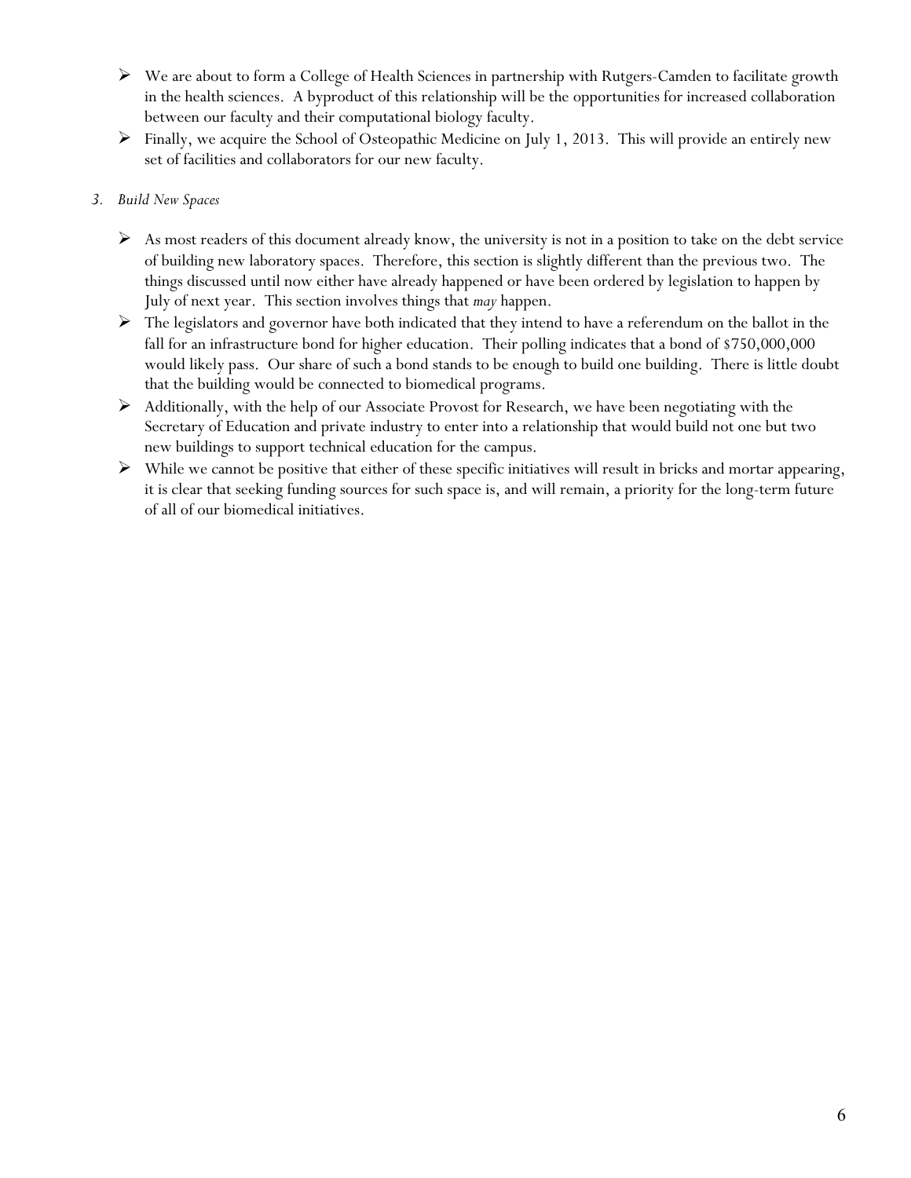- We are about to form a College of Health Sciences in partnership with Rutgers-Camden to facilitate growth in the health sciences. A byproduct of this relationship will be the opportunities for increased collaboration between our faculty and their computational biology faculty.
- Finally, we acquire the School of Osteopathic Medicine on July 1, 2013. This will provide an entirely new set of facilities and collaborators for our new faculty.

*3. Build New Spaces*

- As most readers of this document already know, the university is not in a position to take on the debt service of building new laboratory spaces. Therefore, this section is slightly different than the previous two. The things discussed until now either have already happened or have been ordered by legislation to happen by July of next year. This section involves things that *may* happen.
- The legislators and governor have both indicated that they intend to have a referendum on the ballot in the fall for an infrastructure bond for higher education. Their polling indicates that a bond of $750,000,000 would likely pass. Our share of such a bond stands to be enough to build one building. There is little doubt that the building would be connected to biomedical programs.
- Additionally, with the help of our Associate Provost for Research, we have been negotiating with the Secretary of Education and private industry to enter into a relationship that would build not one but two new buildings to support technical education for the campus.
- While we cannot be positive that either of these specific initiatives will result in bricks and mortar appearing, it is clear that seeking funding sources for such space is, and will remain, a priority for the long-term future of all of our biomedical initiatives.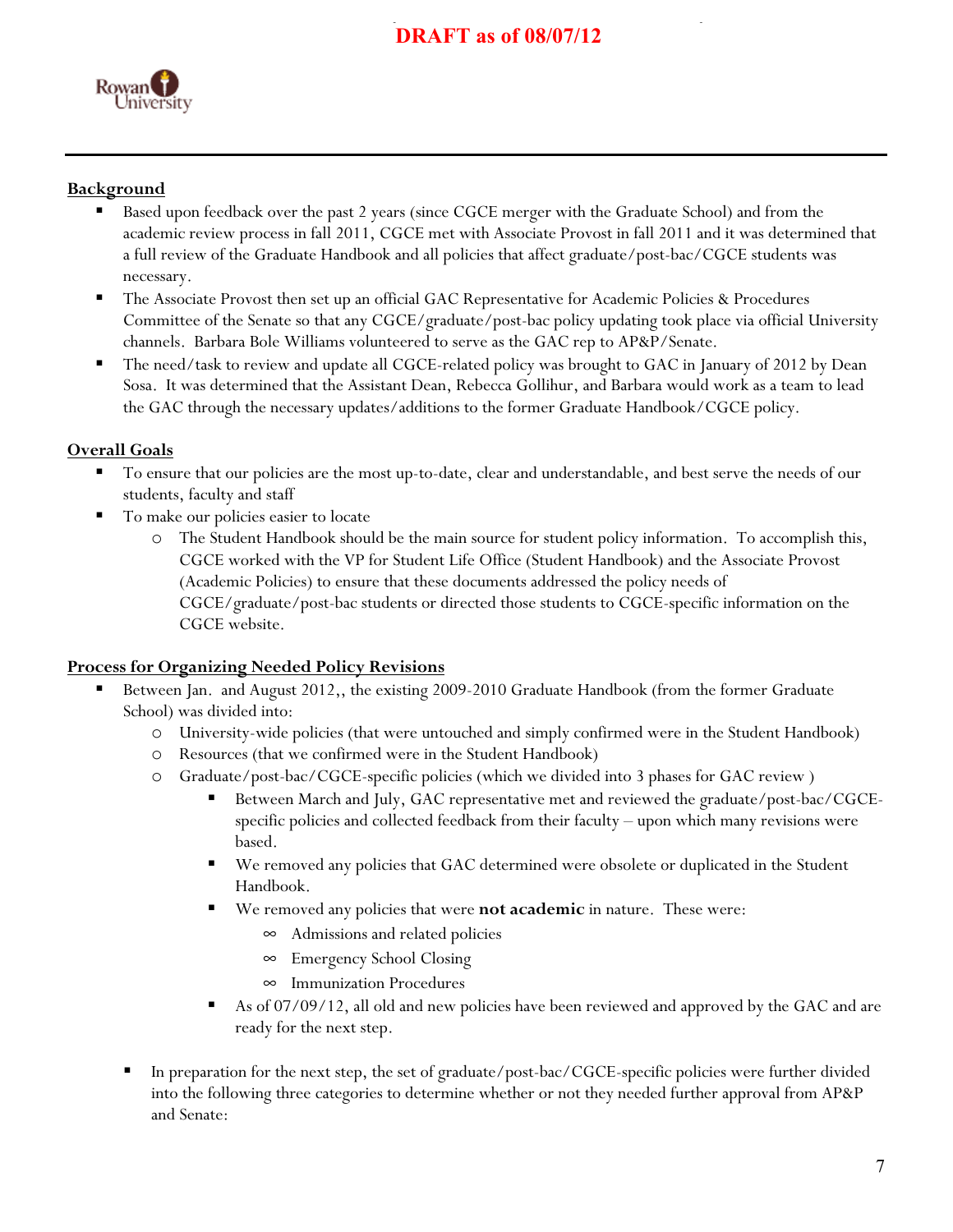**DRAFT as of 08/07/12**

Rowan University

## Background

- Based upon feedback over the past 2 years (since CGCE merger with the Graduate School) and from the academic review process in fall 2011, CGCE met with Associate Provost in fall 2011 and it was determined that a full review of the Graduate Handbook and all policies that affect graduate/post-bac/CGCE students was necessary.
- The Associate Provost then set up an official GAC Representative for Academic Policies & Procedures Committee of the Senate so that any CGCE/graduate/post-bac policy updating took place via official University channels. Barbara Bole Williams volunteered to serve as the GAC rep to AP&P/Senate.
- The need/task to review and update all CGCE-related policy was brought to GAC in January of 2012 by Dean Sosa. It was determined that the Assistant Dean, Rebecca Gollihur, and Barbara would work as a team to lead the GAC through the necessary updates/additions to the former Graduate Handbook/CGCE policy.

## Overall Goals

- To ensure that our policies are the most up-to-date, clear and understandable, and best serve the needs of our students, faculty and staff
- To make our policies easier to locate
  - The Student Handbook should be the main source for student policy information. To accomplish this, CGCE worked with the VP for Student Life Office (Student Handbook) and the Associate Provost (Academic Policies) to ensure that these documents addressed the policy needs of CGCE/graduate/post-bac students or directed those students to CGCE-specific information on the CGCE website.

## Process for Organizing Needed Policy Revisions

- Between Jan. and August 2012,, the existing 2009-2010 Graduate Handbook (from the former Graduate School) was divided into:
  - University-wide policies (that were untouched and simply confirmed were in the Student Handbook)
  - Resources (that we confirmed were in the Student Handbook)
  - Graduate/post-bac/CGCE-specific policies (which we divided into 3 phases for GAC review )
    - Between March and July, GAC representative met and reviewed the graduate/post-bac/CGCE-specific policies and collected feedback from their faculty – upon which many revisions were based.
    - We removed any policies that GAC determined were obsolete or duplicated in the Student Handbook.
    - We removed any policies that were **not academic** in nature. These were:
      - Admissions and related policies
      - Emergency School Closing
      - Immunization Procedures
    - As of 07/09/12, all old and new policies have been reviewed and approved by the GAC and are ready for the next step.
- In preparation for the next step, the set of graduate/post-bac/CGCE-specific policies were further divided into the following three categories to determine whether or not they needed further approval from AP&P and Senate: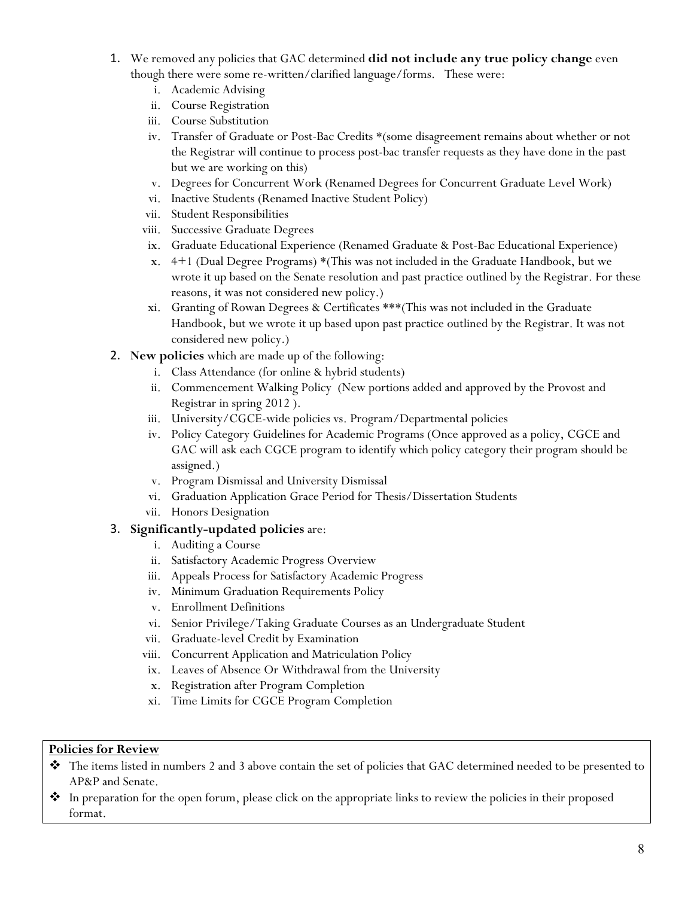1. We removed any policies that GAC determined **did not include any true policy change** even though there were some re-written/clarified language/forms. These were:
   - i. Academic Advising
   - ii. Course Registration
   - iii. Course Substitution
   - iv. Transfer of Graduate or Post-Bac Credits *(some disagreement remains about whether or not the Registrar will continue to process post-bac transfer requests as they have done in the past but we are working on this)
   - v. Degrees for Concurrent Work (Renamed Degrees for Concurrent Graduate Level Work)
   - vi. Inactive Students (Renamed Inactive Student Policy)
   - vii. Student Responsibilities
   - viii. Successive Graduate Degrees
   - ix. Graduate Educational Experience (Renamed Graduate & Post-Bac Educational Experience)
   - x. 4+1 (Dual Degree Programs) *(This was not included in the Graduate Handbook, but we wrote it up based on the Senate resolution and past practice outlined by the Registrar. For these reasons, it was not considered new policy.)
   - xi. Granting of Rowan Degrees & Certificates ***(This was not included in the Graduate Handbook, but we wrote it up based upon past practice outlined by the Registrar. It was not considered new policy.)
2. **New policies** which are made up of the following:
   - i. Class Attendance (for online & hybrid students)
   - ii. Commencement Walking Policy (New portions added and approved by the Provost and Registrar in spring 2012 ).
   - iii. University/CGCE-wide policies vs. Program/Departmental policies
   - iv. Policy Category Guidelines for Academic Programs (Once approved as a policy, CGCE and GAC will ask each CGCE program to identify which policy category their program should be assigned.)
   - v. Program Dismissal and University Dismissal
   - vi. Graduation Application Grace Period for Thesis/Dissertation Students
   - vii. Honors Designation
3. **Significantly-updated policies** are:
   - i. Auditing a Course
   - ii. Satisfactory Academic Progress Overview
   - iii. Appeals Process for Satisfactory Academic Progress
   - iv. Minimum Graduation Requirements Policy
   - v. Enrollment Definitions
   - vi. Senior Privilege/Taking Graduate Courses as an Undergraduate Student
   - vii. Graduate-level Credit by Examination
   - viii. Concurrent Application and Matriculation Policy
   - ix. Leaves of Absence Or Withdrawal from the University
   - x. Registration after Program Completion
   - xi. Time Limits for CGCE Program Completion

**Policies for Review**

- The items listed in numbers 2 and 3 above contain the set of policies that GAC determined needed to be presented to AP&P and Senate.
- In preparation for the open forum, please click on the appropriate links to review the policies in their proposed format.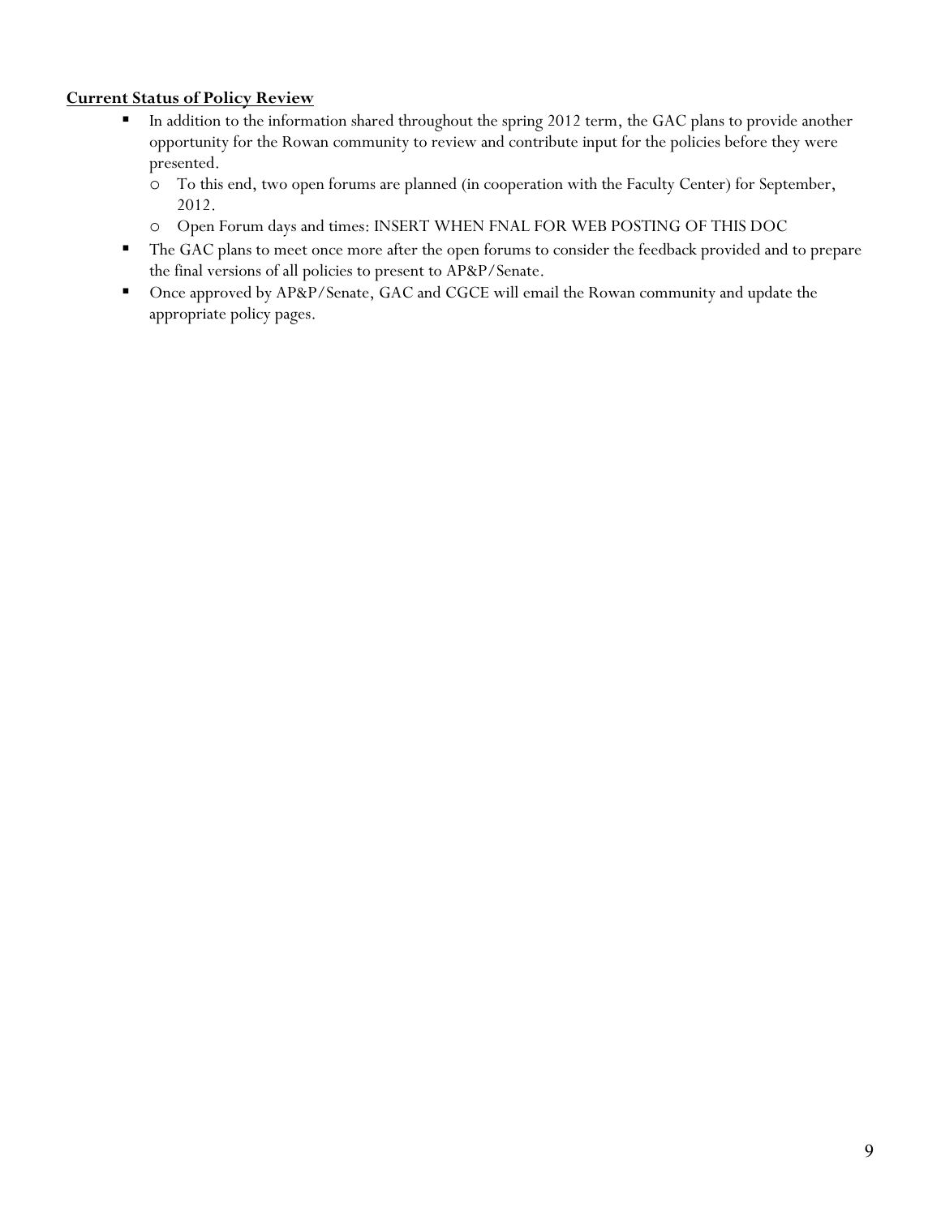**Current Status of Policy Review**

- In addition to the information shared throughout the spring 2012 term, the GAC plans to provide another opportunity for the Rowan community to review and contribute input for the policies before they were presented.
  - To this end, two open forums are planned (in cooperation with the Faculty Center) for September, 2012.
  - Open Forum days and times: INSERT WHEN FNAL FOR WEB POSTING OF THIS DOC
- The GAC plans to meet once more after the open forums to consider the feedback provided and to prepare the final versions of all policies to present to AP&P/Senate.
- Once approved by AP&P/Senate, GAC and CGCE will email the Rowan community and update the appropriate policy pages.